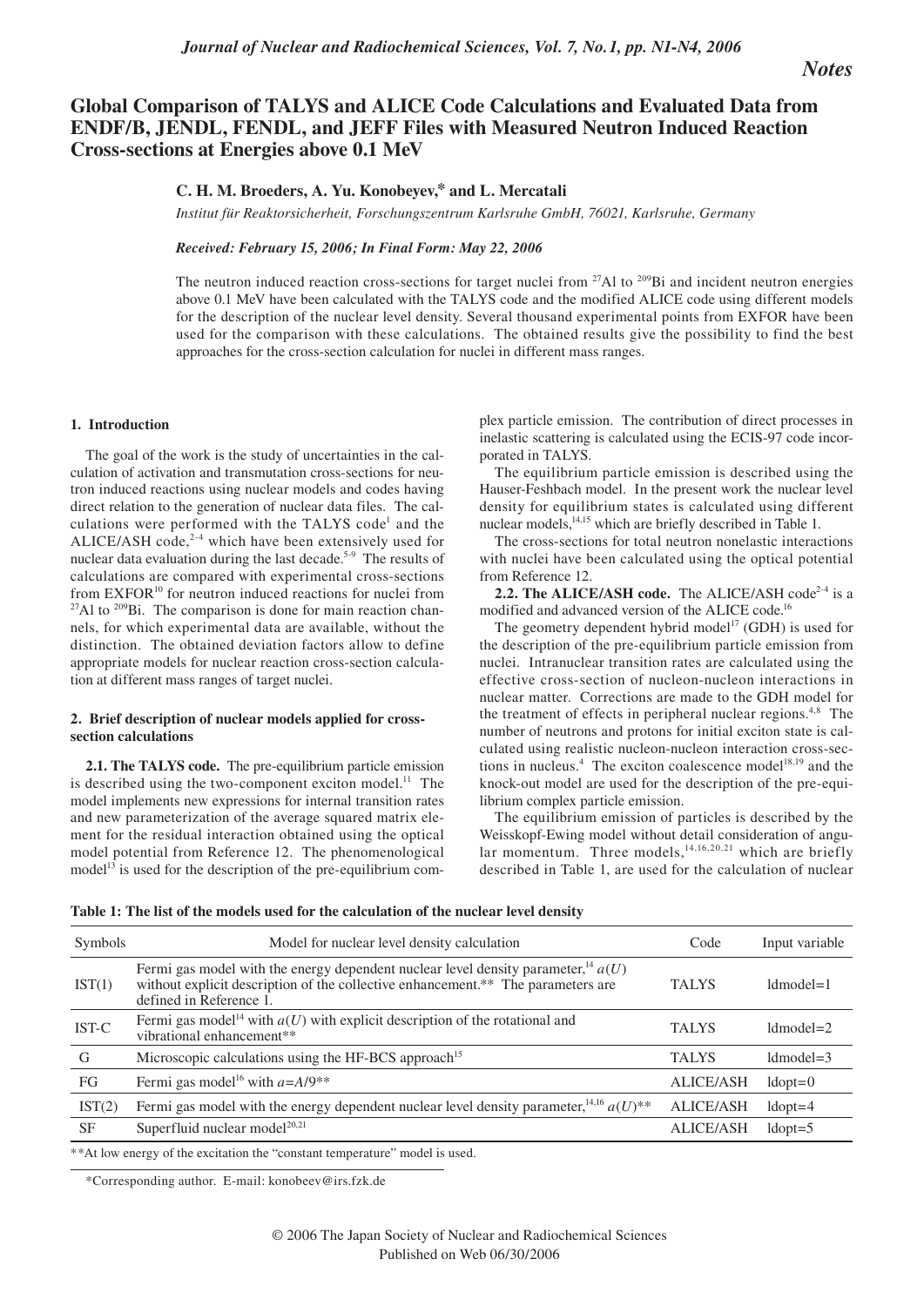*Notes*

# Global Comparison of TALYS and ALICE Code Calculations and Evaluated Data from ENDF/B, JENDL, FENDL, and JEFF Files with Measured Neutron Induced Reaction Cross-sections at Energies above 0.1 MeV

**C. H. M. Broeders, A. Yu. Konobeyev,* and L. Mercatali**

*Institut für Reaktorsicherheit, Forschungszentrum Karlsruhe GmbH, 76021, Karlsruhe, Germany*

*Received: February 15, 2006; In Final Form: May 22, 2006*

The neutron induced reaction cross-sections for target nuclei from $^{27}$Al to $^{209}$Bi and incident neutron energies above 0.1 MeV have been calculated with the TALYS code and the modified ALICE code using different models for the description of the nuclear level density. Several thousand experimental points from EXFOR have been used for the comparison with these calculations. The obtained results give the possibility to find the best approaches for the cross-section calculation for nuclei in different mass ranges.

## 1. Introduction

The goal of the work is the study of uncertainties in the calculation of activation and transmutation cross-sections for neutron induced reactions using nuclear models and codes having direct relation to the generation of nuclear data files. The calculations were performed with the TALYS code[1] and the ALICE/ASH code,[2-4] which have been extensively used for nuclear data evaluation during the last decade.[5-9] The results of calculations are compared with experimental cross-sections from EXFOR[10] for neutron induced reactions for nuclei from $^{27}$Al to $^{209}$Bi. The comparison is done for main reaction channels, for which experimental data are available, without the distinction. The obtained deviation factors allow to define appropriate models for nuclear reaction cross-section calculation at different mass ranges of target nuclei.

## 2. Brief description of nuclear models applied for cross-section calculations

**2.1. The TALYS code.** The pre-equilibrium particle emission is described using the two-component exciton model.[11] The model implements new expressions for internal transition rates and new parameterization of the average squared matrix element for the residual interaction obtained using the optical model potential from Reference 12. The phenomenological model[13] is used for the description of the pre-equilibrium complex particle emission. The contribution of direct processes in inelastic scattering is calculated using the ECIS-97 code incorporated in TALYS.

The equilibrium particle emission is described using the Hauser-Feshbach model. In the present work the nuclear level density for equilibrium states is calculated using different nuclear models,[14,15] which are briefly described in Table 1.

The cross-sections for total neutron nonelastic interactions with nuclei have been calculated using the optical potential from Reference 12.

**2.2. The ALICE/ASH code.** The ALICE/ASH code[2-4] is a modified and advanced version of the ALICE code.[16]

The geometry dependent hybrid model[17] (GDH) is used for the description of the pre-equilibrium particle emission from nuclei. Intranuclear transition rates are calculated using the effective cross-section of nucleon-nucleon interactions in nuclear matter. Corrections are made to the GDH model for the treatment of effects in peripheral nuclear regions.[4,8] The number of neutrons and protons for initial exciton state is calculated using realistic nucleon-nucleon interaction cross-sections in nucleus.[4] The exciton coalescence model[18,19] and the knock-out model are used for the description of the pre-equilibrium complex particle emission.

The equilibrium emission of particles is described by the Weisskopf-Ewing model without detail consideration of angular momentum. Three models,[14,16,20,21] which are briefly described in Table 1, are used for the calculation of nuclear

**Table 1: The list of the models used for the calculation of the nuclear level density**

| Symbols | Model for nuclear level density calculation | Code | Input variable |
|---|---|---|---|
| IST(1) | Fermi gas model with the energy dependent nuclear level density parameter,[14] $a(U)$ without explicit description of the collective enhancement.** The parameters are defined in Reference 1. | TALYS | ldmodel=1 |
| IST-C | Fermi gas model[14] with $a(U)$ with explicit description of the rotational and vibrational enhancement** | TALYS | ldmodel=2 |
| G | Microscopic calculations using the HF-BCS approach[15] | TALYS | ldmodel=3 |
| FG | Fermi gas model[16] with $a=A/9$** | ALICE/ASH | ldopt=0 |
| IST(2) | Fermi gas model with the energy dependent nuclear level density parameter,[14,16] $a(U)$** | ALICE/ASH | ldopt=4 |
| SF | Superfluid nuclear model[20,21] | ALICE/ASH | ldopt=5 |

**At low energy of the excitation the "constant temperature" model is used.

*Corresponding author. E-mail: konobeev@irs.fzk.de

© 2006 The Japan Society of Nuclear and Radiochemical Sciences
Published on Web 06/30/2006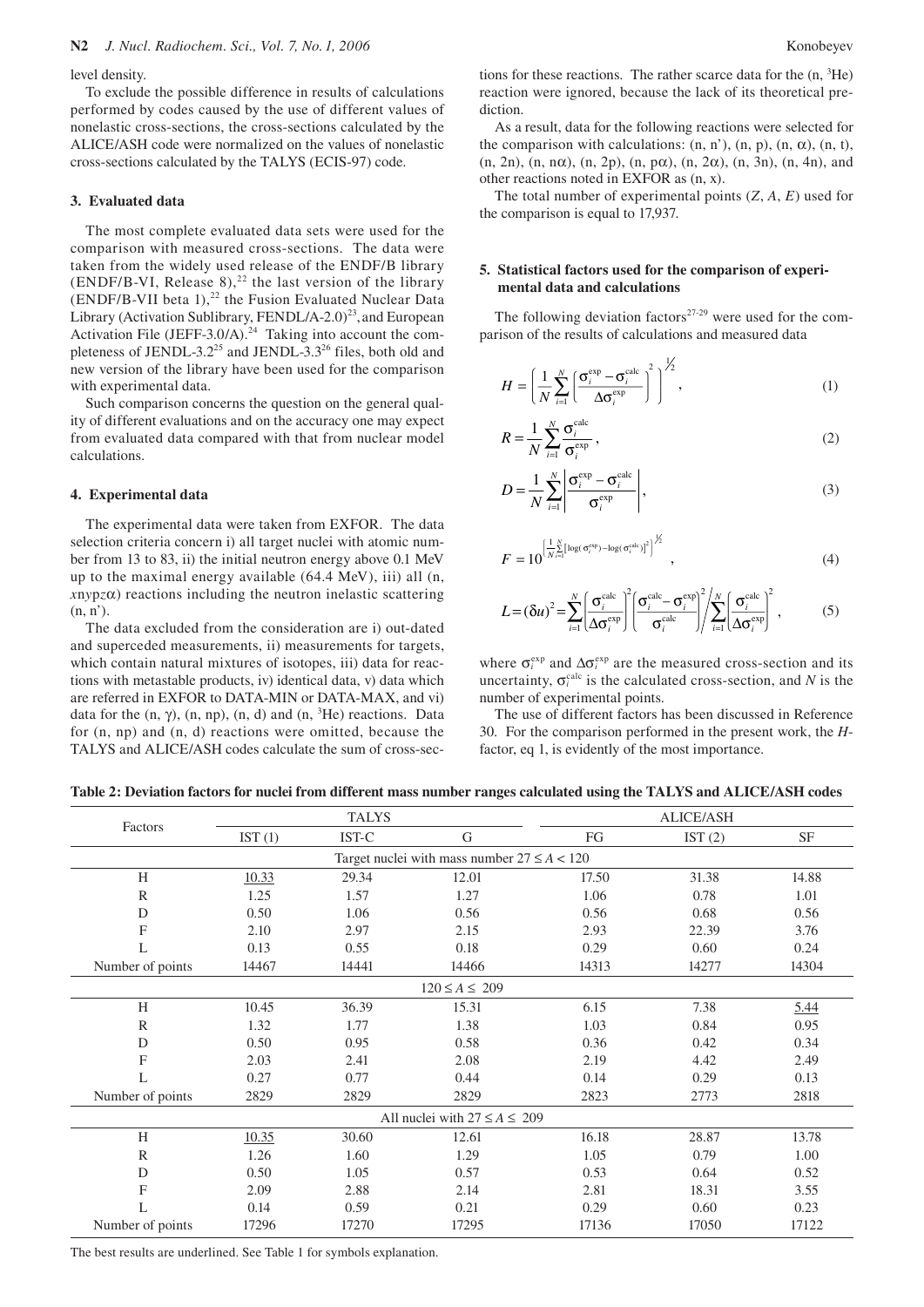level density.

To exclude the possible difference in results of calculations performed by codes caused by the use of different values of nonelastic cross-sections, the cross-sections calculated by the ALICE/ASH code were normalized on the values of nonelastic cross-sections calculated by the TALYS (ECIS-97) code.

### 3. Evaluated data

The most complete evaluated data sets were used for the comparison with measured cross-sections. The data were taken from the widely used release of the ENDF/B library (ENDF/B-VI, Release 8),[22] the last version of the library (ENDF/B-VII beta 1),[22] the Fusion Evaluated Nuclear Data Library (Activation Sublibrary, FENDL/A-2.0)[23], and European Activation File (JEFF-3.0/A).[24] Taking into account the completeness of JENDL-3.2[25] and JENDL-3.3[26] files, both old and new version of the library have been used for the comparison with experimental data.

Such comparison concerns the question on the general quality of different evaluations and on the accuracy one may expect from evaluated data compared with that from nuclear model calculations.

### 4. Experimental data

The experimental data were taken from EXFOR. The data selection criteria concern i) all target nuclei with atomic number from 13 to 83, ii) the initial neutron energy above 0.1 MeV up to the maximal energy available (64.4 MeV), iii) all (n, *x*n*y*p*z*α) reactions including the neutron inelastic scattering (n, n').

The data excluded from the consideration are i) out-dated and superceded measurements, ii) measurements for targets, which contain natural mixtures of isotopes, iii) data for reactions with metastable products, iv) identical data, v) data which are referred in EXFOR to DATA-MIN or DATA-MAX, and vi) data for the (n, γ), (n, np), (n, d) and (n, $^3$He) reactions. Data for (n, np) and (n, d) reactions were omitted, because the TALYS and ALICE/ASH codes calculate the sum of cross-sections for these reactions. The rather scarce data for the (n, $^3$He) reaction were ignored, because the lack of its theoretical prediction.

As a result, data for the following reactions were selected for the comparison with calculations: (n, n'), (n, p), (n, α), (n, t), (n, 2n), (n, nα), (n, 2p), (n, pα), (n, 2α), (n, 3n), (n, 4n), and other reactions noted in EXFOR as (n, x).

The total number of experimental points ($Z$, $A$, $E$) used for the comparison is equal to 17,937.

### 5. Statistical factors used for the comparison of experimental data and calculations

The following deviation factors[27-29] were used for the comparison of the results of calculations and measured data

$$H = \left( \frac{1}{N} \sum_{i=1}^{N} \left[ \frac{\sigma_i^{\exp} - \sigma_i^{\text{calc}}}{\Delta\sigma_i^{\exp}} \right]^2 \right)^{1/2}, \quad (1)$$

$$R = \frac{1}{N} \sum_{i=1}^{N} \frac{\sigma_i^{\text{calc}}}{\sigma_i^{\exp}}, \quad (2)$$

$$D = \frac{1}{N} \sum_{i=1}^{N} \left| \frac{\sigma_i^{\exp} - \sigma_i^{\text{calc}}}{\sigma_i^{\exp}} \right|, \quad (3)$$

$$F = 10^{\left( \frac{1}{N} \sum_{i=1}^{N} \left[ \log(\sigma_i^{\exp}) - \log(\sigma_i^{\text{calc}}) \right]^2 \right)^{1/2}}, \quad (4)$$

$$L = (\delta u)^2 = \sum_{i=1}^{N} \left( \frac{\sigma_i^{\text{calc}}}{\Delta\sigma_i^{\exp}} \right)^2 \left( \frac{\sigma_i^{\text{calc}} - \sigma_i^{\exp}}{\sigma_i^{\text{calc}}} \right)^2 \Bigg/ \sum_{i=1}^{N} \left( \frac{\sigma_i^{\text{calc}}}{\Delta\sigma_i^{\exp}} \right)^2, \quad (5)$$

where $\sigma_i^{\exp}$ and $\Delta\sigma_i^{\exp}$ are the measured cross-section and its uncertainty, $\sigma_i^{\text{calc}}$ is the calculated cross-section, and $N$ is the number of experimental points.

The use of different factors has been discussed in Reference 30. For the comparison performed in the present work, the $H$-factor, eq 1, is evidently of the most importance.

**Table 2: Deviation factors for nuclei from different mass number ranges calculated using the TALYS and ALICE/ASH codes**

| Factors | TALYS | | | ALICE/ASH | | |
|---|---|---|---|---|---|---|
| | IST (1) | IST-C | G | FG | IST (2) | SF |
| | | | Target nuclei with mass number $27 \leq A < 120$ | | | |
| H | <u>10.33</u> | 29.34 | 12.01 | 17.50 | 31.38 | 14.88 |
| R | 1.25 | 1.57 | 1.27 | 1.06 | 0.78 | 1.01 |
| D | 0.50 | 1.06 | 0.56 | 0.56 | 0.68 | 0.56 |
| F | 2.10 | 2.97 | 2.15 | 2.93 | 22.39 | 3.76 |
| L | 0.13 | 0.55 | 0.18 | 0.29 | 0.60 | 0.24 |
| Number of points | 14467 | 14441 | 14466 | 14313 | 14277 | 14304 |
| | | | $120 \leq A \leq 209$ | | | |
| H | 10.45 | 36.39 | 15.31 | 6.15 | 7.38 | <u>5.44</u> |
| R | 1.32 | 1.77 | 1.38 | 1.03 | 0.84 | 0.95 |
| D | 0.50 | 0.95 | 0.58 | 0.36 | 0.42 | 0.34 |
| F | 2.03 | 2.41 | 2.08 | 2.19 | 4.42 | 2.49 |
| L | 0.27 | 0.77 | 0.44 | 0.14 | 0.29 | 0.13 |
| Number of points | 2829 | 2829 | 2829 | 2823 | 2773 | 2818 |
| | | | All nuclei with $27 \leq A \leq 209$ | | | |
| H | <u>10.35</u> | 30.60 | 12.61 | 16.18 | 28.87 | 13.78 |
| R | 1.26 | 1.60 | 1.29 | 1.05 | 0.79 | 1.00 |
| D | 0.50 | 1.05 | 0.57 | 0.53 | 0.64 | 0.52 |
| F | 2.09 | 2.88 | 2.14 | 2.81 | 18.31 | 3.55 |
| L | 0.14 | 0.59 | 0.21 | 0.29 | 0.60 | 0.23 |
| Number of points | 17296 | 17270 | 17295 | 17136 | 17050 | 17122 |

The best results are underlined. See Table 1 for symbols explanation.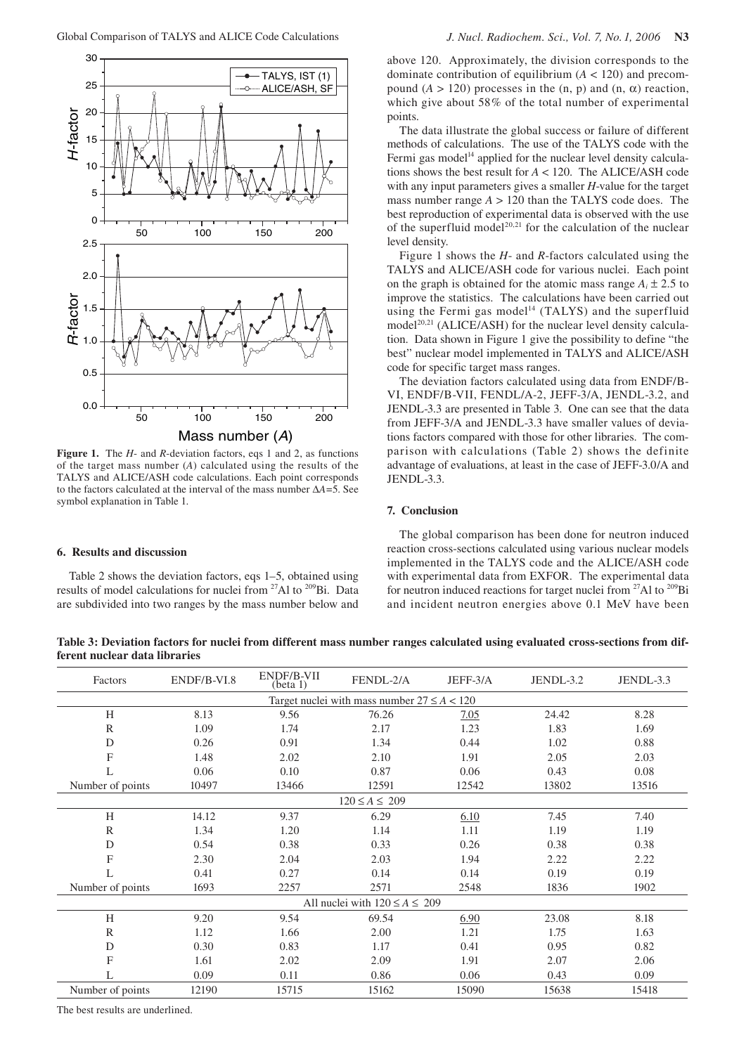**Figure 1.** The *H*- and *R*-deviation factors, eqs 1 and 2, as functions of the target mass number (*A*) calculated using the results of the TALYS and ALICE/ASH code calculations. Each point corresponds to the factors calculated at the interval of the mass number $\Delta A$=5. See symbol explanation in Table 1.

## 6. Results and discussion

Table 2 shows the deviation factors, eqs 1–5, obtained using results of model calculations for nuclei from $^{27}$Al to $^{209}$Bi. Data are subdivided into two ranges by the mass number below and above 120. Approximately, the division corresponds to the dominate contribution of equilibrium ($A$ < 120) and precompound ($A$ > 120) processes in the (n, p) and (n, $\alpha$) reaction, which give about 58% of the total number of experimental points.

The data illustrate the global success or failure of different methods of calculations. The use of the TALYS code with the Fermi gas model[14] applied for the nuclear level density calculations shows the best result for $A$ < 120. The ALICE/ASH code with any input parameters gives a smaller *H*-value for the target mass number range $A$ > 120 than the TALYS code does. The best reproduction of experimental data is observed with the use of the superfluid model[20,21] for the calculation of the nuclear level density.

Figure 1 shows the *H*- and *R*-factors calculated using the TALYS and ALICE/ASH code for various nuclei. Each point on the graph is obtained for the atomic mass range $A_i \pm 2.5$ to improve the statistics. The calculations have been carried out using the Fermi gas model[14] (TALYS) and the superfluid model[20,21] (ALICE/ASH) for the nuclear level density calculation. Data shown in Figure 1 give the possibility to define "the best" nuclear model implemented in TALYS and ALICE/ASH code for specific target mass ranges.

The deviation factors calculated using data from ENDF/B-VI, ENDF/B-VII, FENDL/A-2, JEFF-3/A, JENDL-3.2, and JENDL-3.3 are presented in Table 3. One can see that the data from JEFF-3/A and JENDL-3.3 have smaller values of deviations factors compared with those for other libraries. The comparison with calculations (Table 2) shows the definite advantage of evaluations, at least in the case of JEFF-3.0/A and JENDL-3.3.

## 7. Conclusion

The global comparison has been done for neutron induced reaction cross-sections calculated using various nuclear models implemented in the TALYS code and the ALICE/ASH code with experimental data from EXFOR. The experimental data for neutron induced reactions for target nuclei from $^{27}$Al to $^{209}$Bi and incident neutron energies above 0.1 MeV have been

**Table 3: Deviation factors for nuclei from different mass number ranges calculated using evaluated cross-sections from different nuclear data libraries**

| Factors | ENDF/B-VI.8 | ENDF/B-VII (beta 1) | FENDL-2/A | JEFF-3/A | JENDL-3.2 | JENDL-3.3 |
|---|---|---|---|---|---|---|
| Target nuclei with mass number $27 \leq A < 120$ | | | | | | |
| H | 8.13 | 9.56 | 76.26 | <u>7.05</u> | 24.42 | 8.28 |
| R | 1.09 | 1.74 | 2.17 | 1.23 | 1.83 | 1.69 |
| D | 0.26 | 0.91 | 1.34 | 0.44 | 1.02 | 0.88 |
| F | 1.48 | 2.02 | 2.10 | 1.91 | 2.05 | 2.03 |
| L | 0.06 | 0.10 | 0.87 | 0.06 | 0.43 | 0.08 |
| Number of points | 10497 | 13466 | 12591 | 12542 | 13802 | 13516 |
| $120 \leq A \leq 209$ | | | | | | |
| H | 14.12 | 9.37 | 6.29 | <u>6.10</u> | 7.45 | 7.40 |
| R | 1.34 | 1.20 | 1.14 | 1.11 | 1.19 | 1.19 |
| D | 0.54 | 0.38 | 0.33 | 0.26 | 0.38 | 0.38 |
| F | 2.30 | 2.04 | 2.03 | 1.94 | 2.22 | 2.22 |
| L | 0.41 | 0.27 | 0.14 | 0.14 | 0.19 | 0.19 |
| Number of points | 1693 | 2257 | 2571 | 2548 | 1836 | 1902 |
| All nuclei with $120 \leq A \leq 209$ | | | | | | |
| H | 9.20 | 9.54 | 69.54 | <u>6.90</u> | 23.08 | 8.18 |
| R | 1.12 | 1.66 | 2.00 | 1.21 | 1.75 | 1.63 |
| D | 0.30 | 0.83 | 1.17 | 0.41 | 0.95 | 0.82 |
| F | 1.61 | 2.02 | 2.09 | 1.91 | 2.07 | 2.06 |
| L | 0.09 | 0.11 | 0.86 | 0.06 | 0.43 | 0.09 |
| Number of points | 12190 | 15715 | 15162 | 15090 | 15638 | 15418 |

The best results are underlined.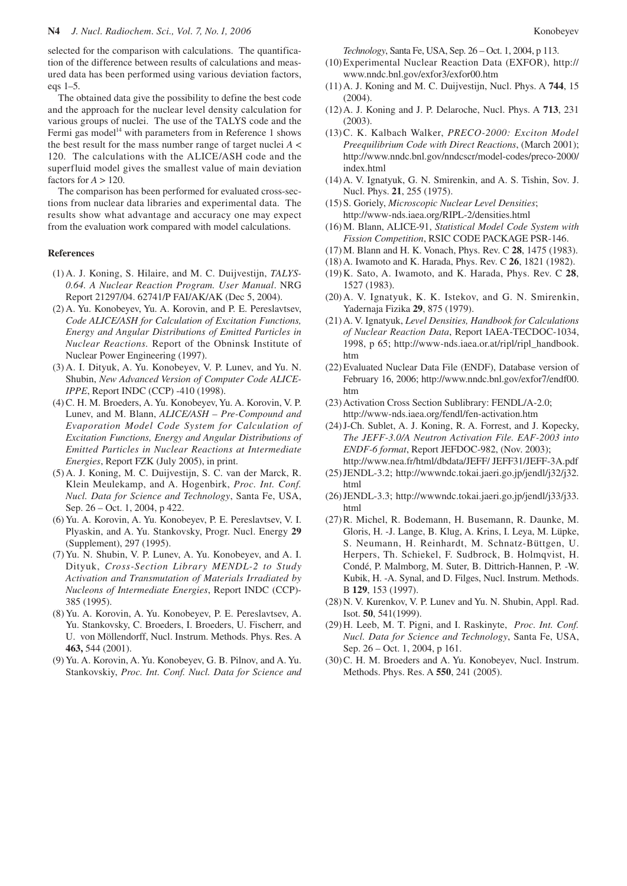selected for the comparison with calculations. The quantification of the difference between results of calculations and measured data has been performed using various deviation factors, eqs 1–5.

The obtained data give the possibility to define the best code and the approach for the nuclear level density calculation for various groups of nuclei. The use of the TALYS code and the Fermi gas model[14] with parameters from in Reference 1 shows the best result for the mass number range of target nuclei $A < 120$. The calculations with the ALICE/ASH code and the superfluid model gives the smallest value of main deviation factors for $A > 120$.

The comparison has been performed for evaluated cross-sections from nuclear data libraries and experimental data. The results show what advantage and accuracy one may expect from the evaluation work compared with model calculations.

**References**

(1) A. J. Koning, S. Hilaire, and M. C. Duijvestijn, *TALYS-0.64. A Nuclear Reaction Program. User Manual*. NRG Report 21297/04. 62741/P FAI/AK/AK (Dec 5, 2004).

(2) A. Yu. Konobeyev, Yu. A. Korovin, and P. E. Pereslavtsev, *Code ALICE/ASH for Calculation of Excitation Functions, Energy and Angular Distributions of Emitted Particles in Nuclear Reactions*. Report of the Obninsk Institute of Nuclear Power Engineering (1997).

(3) A. I. Dityuk, A. Yu. Konobeyev, V. P. Lunev, and Yu. N. Shubin, *New Advanced Version of Computer Code ALICE-IPPE*, Report INDC (CCP) -410 (1998).

(4) C. H. M. Broeders, A. Yu. Konobeyev, Yu. A. Korovin, V. P. Lunev, and M. Blann, *ALICE/ASH – Pre-Compound and Evaporation Model Code System for Calculation of Excitation Functions, Energy and Angular Distributions of Emitted Particles in Nuclear Reactions at Intermediate Energies*, Report FZK (July 2005), in print.

(5) A. J. Koning, M. C. Duijvestijn, S. C. van der Marck, R. Klein Meulekamp, and A. Hogenbirk, *Proc. Int. Conf. Nucl. Data for Science and Technology*, Santa Fe, USA, Sep. 26 – Oct. 1, 2004, p 422.

(6) Yu. A. Korovin, A. Yu. Konobeyev, P. E. Pereslavtsev, V. I. Plyaskin, and A. Yu. Stankovsky, Progr. Nucl. Energy **29** (Supplement), 297 (1995).

(7) Yu. N. Shubin, V. P. Lunev, A. Yu. Konobeyev, and A. I. Dityuk, *Cross-Section Library MENDL-2 to Study Activation and Transmutation of Materials Irradiated by Nucleons of Intermediate Energies*, Report INDC (CCP)-385 (1995).

(8) Yu. A. Korovin, A. Yu. Konobeyev, P. E. Pereslavtsev, A. Yu. Stankovsky, C. Broeders, I. Broeders, U. Fischerr, and U. von Möllendorff, Nucl. Instrum. Methods. Phys. Res. A **463,** 544 (2001).

(9) Yu. A. Korovin, A. Yu. Konobeyev, G. B. Pilnov, and A. Yu. Stankovskiy, *Proc. Int. Conf. Nucl. Data for Science and Technology*, Santa Fe, USA, Sep. 26 – Oct. 1, 2004, p 113.

(10) Experimental Nuclear Reaction Data (EXFOR), http://www.nndc.bnl.gov/exfor3/exfor00.htm

(11) A. J. Koning and M. C. Duijvestijn, Nucl. Phys. A **744**, 15 (2004).

(12) A. J. Koning and J. P. Delaroche, Nucl. Phys. A **713**, 231 (2003).

(13) C. K. Kalbach Walker, *PRECO-2000: Exciton Model Preequilibrium Code with Direct Reactions*, (March 2001); http://www.nndc.bnl.gov/nndcscr/model-codes/preco-2000/index.html

(14) A. V. Ignatyuk, G. N. Smirenkin, and A. S. Tishin, Sov. J. Nucl. Phys. **21**, 255 (1975).

(15) S. Goriely, *Microscopic Nuclear Level Densities*; http://www-nds.iaea.org/RIPL-2/densities.html

(16) M. Blann, ALICE-91, *Statistical Model Code System with Fission Competition*, RSIC CODE PACKAGE PSR-146.

(17) M. Blann and H. K. Vonach, Phys. Rev. C **28**, 1475 (1983).

(18) A. Iwamoto and K. Harada, Phys. Rev. C **26**, 1821 (1982).

(19) K. Sato, A. Iwamoto, and K. Harada, Phys. Rev. C **28**, 1527 (1983).

(20) A. V. Ignatyuk, K. K. Istekov, and G. N. Smirenkin, Yadernaja Fizika **29**, 875 (1979).

(21) A. V. Ignatyuk, *Level Densities, Handbook for Calculations of Nuclear Reaction Data*, Report IAEA-TECDOC-1034, 1998, p 65; http://www-nds.iaea.or.at/ripl/ripl_handbook.htm

(22) Evaluated Nuclear Data File (ENDF), Database version of February 16, 2006; http://www.nndc.bnl.gov/exfor7/endf00.htm

(23) Activation Cross Section Sublibrary: FENDL/A-2.0; http://www-nds.iaea.org/fendl/fen-activation.htm

(24) J-Ch. Sublet, A. J. Koning, R. A. Forrest, and J. Kopecky, *The JEFF-3.0/A Neutron Activation File. EAF-2003 into ENDF-6 format*, Report JEFDOC-982, (Nov. 2003); http://www.nea.fr/html/dbdata/JEFF/ JEFF31/JEFF-3A.pdf

(25) JENDL-3.2; http://wwwndc.tokai.jaeri.go.jp/jendl/j32/j32.html

(26) JENDL-3.3; http://wwwndc.tokai.jaeri.go.jp/jendl/j33/j33.html

(27) R. Michel, R. Bodemann, H. Busemann, R. Daunke, M. Gloris, H. -J. Lange, B. Klug, A. Krins, I. Leya, M. Lüpke, S. Neumann, H. Reinhardt, M. Schnatz-Büttgen, U. Herpers, Th. Schiekel, F. Sudbrock, B. Holmqvist, H. Condé, P. Malmborg, M. Suter, B. Dittrich-Hannen, P. -W. Kubik, H. -A. Synal, and D. Filges, Nucl. Instrum. Methods. B **129**, 153 (1997).

(28) N. V. Kurenkov, V. P. Lunev and Yu. N. Shubin, Appl. Rad. Isot. **50**, 541(1999).

(29) H. Leeb, M. T. Pigni, and I. Raskinyte, *Proc. Int. Conf. Nucl. Data for Science and Technology*, Santa Fe, USA, Sep. 26 – Oct. 1, 2004, p 161.

(30) C. H. M. Broeders and A. Yu. Konobeyev, Nucl. Instrum. Methods. Phys. Res. A **550**, 241 (2005).